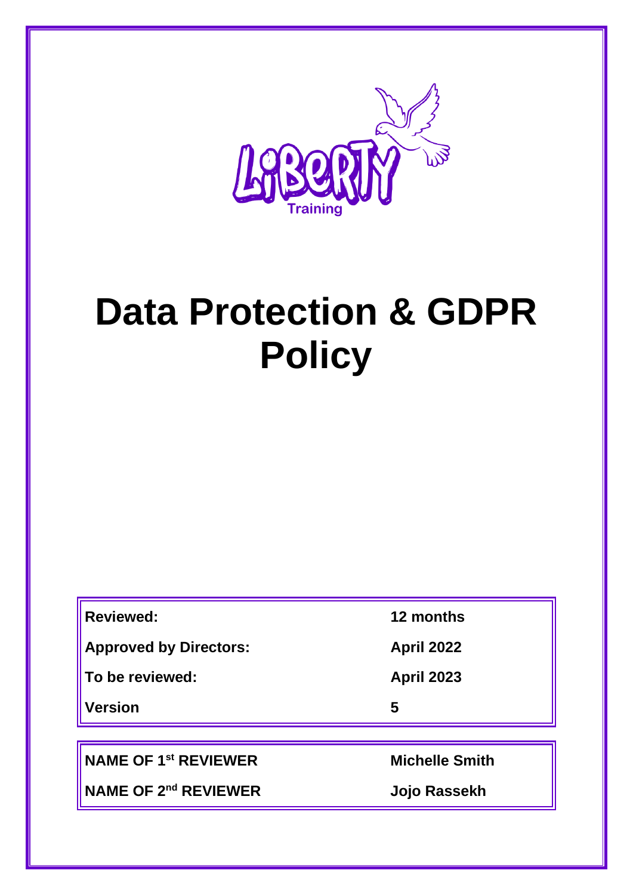Liberty Training

# Data Protection & GDPR Policy

| | |
|---|---|
| **Reviewed:** | **12 months** |
| **Approved by Directors:** | **April 2022** |
| **To be reviewed:** | **April 2023** |
| **Version** | **5** |

| | |
|---|---|
| **NAME OF 1st REVIEWER** | **Michelle Smith** |
| **NAME OF 2nd REVIEWER** | **Jojo Rassekh** |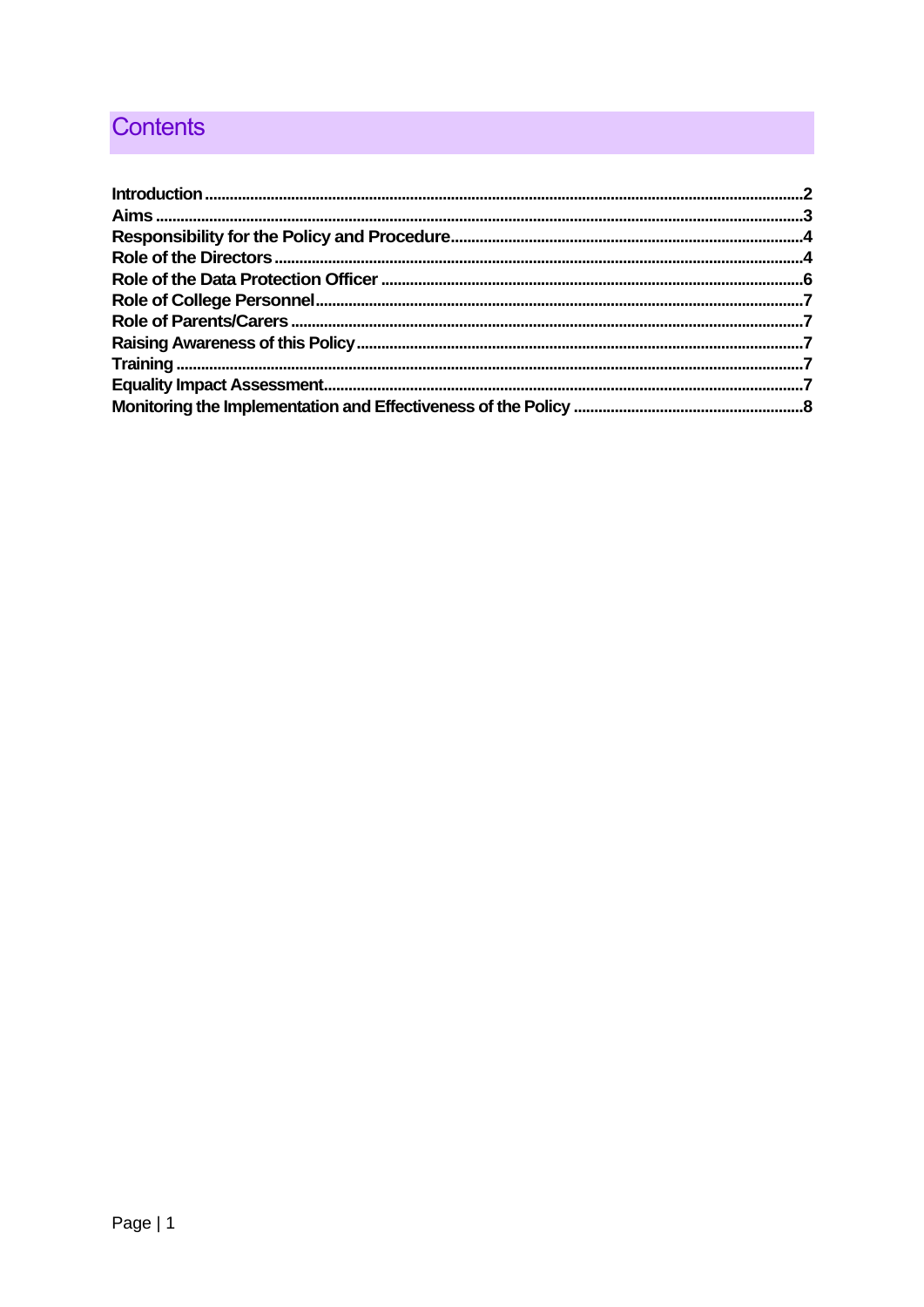# Contents

| | |
|---|---|
| **Introduction** | **2** |
| **Aims** | **3** |
| **Responsibility for the Policy and Procedure** | **4** |
| **Role of the Directors** | **4** |
| **Role of the Data Protection Officer** | **6** |
| **Role of College Personnel** | **7** |
| **Role of Parents/Carers** | **7** |
| **Raising Awareness of this Policy** | **7** |
| **Training** | **7** |
| **Equality Impact Assessment** | **7** |
| **Monitoring the Implementation and Effectiveness of the Policy** | **8** |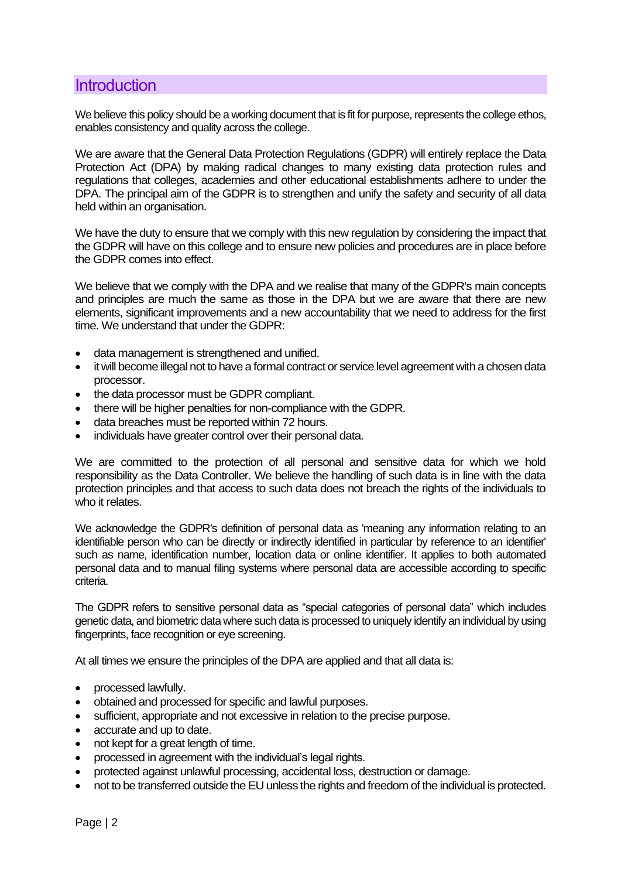## Introduction

We believe this policy should be a working document that is fit for purpose, represents the college ethos, enables consistency and quality across the college.

We are aware that the General Data Protection Regulations (GDPR) will entirely replace the Data Protection Act (DPA) by making radical changes to many existing data protection rules and regulations that colleges, academies and other educational establishments adhere to under the DPA. The principal aim of the GDPR is to strengthen and unify the safety and security of all data held within an organisation.

We have the duty to ensure that we comply with this new regulation by considering the impact that the GDPR will have on this college and to ensure new policies and procedures are in place before the GDPR comes into effect.

We believe that we comply with the DPA and we realise that many of the GDPR's main concepts and principles are much the same as those in the DPA but we are aware that there are new elements, significant improvements and a new accountability that we need to address for the first time. We understand that under the GDPR:

- data management is strengthened and unified.
- it will become illegal not to have a formal contract or service level agreement with a chosen data processor.
- the data processor must be GDPR compliant.
- there will be higher penalties for non-compliance with the GDPR.
- data breaches must be reported within 72 hours.
- individuals have greater control over their personal data.

We are committed to the protection of all personal and sensitive data for which we hold responsibility as the Data Controller. We believe the handling of such data is in line with the data protection principles and that access to such data does not breach the rights of the individuals to who it relates.

We acknowledge the GDPR's definition of personal data as 'meaning any information relating to an identifiable person who can be directly or indirectly identified in particular by reference to an identifier' such as name, identification number, location data or online identifier. It applies to both automated personal data and to manual filing systems where personal data are accessible according to specific criteria.

The GDPR refers to sensitive personal data as "special categories of personal data" which includes genetic data, and biometric data where such data is processed to uniquely identify an individual by using fingerprints, face recognition or eye screening.

At all times we ensure the principles of the DPA are applied and that all data is:

- processed lawfully.
- obtained and processed for specific and lawful purposes.
- sufficient, appropriate and not excessive in relation to the precise purpose.
- accurate and up to date.
- not kept for a great length of time.
- processed in agreement with the individual's legal rights.
- protected against unlawful processing, accidental loss, destruction or damage.
- not to be transferred outside the EU unless the rights and freedom of the individual is protected.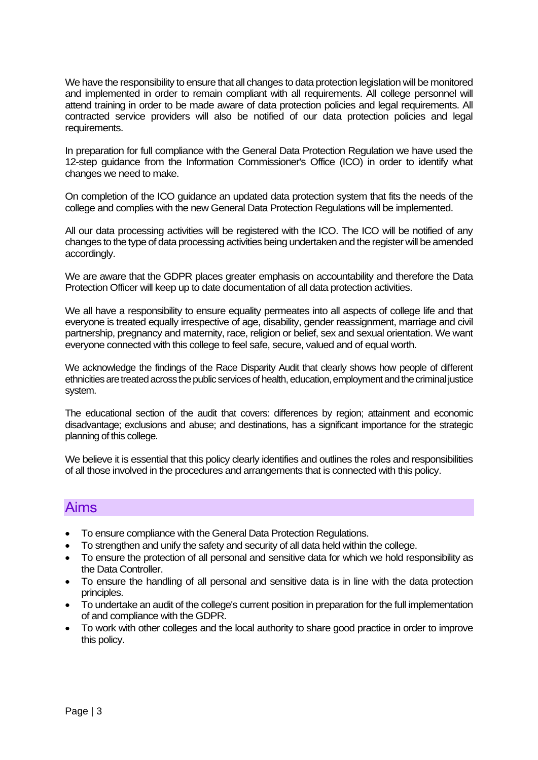We have the responsibility to ensure that all changes to data protection legislation will be monitored and implemented in order to remain compliant with all requirements. All college personnel will attend training in order to be made aware of data protection policies and legal requirements. All contracted service providers will also be notified of our data protection policies and legal requirements.

In preparation for full compliance with the General Data Protection Regulation we have used the 12-step guidance from the Information Commissioner's Office (ICO) in order to identify what changes we need to make.

On completion of the ICO guidance an updated data protection system that fits the needs of the college and complies with the new General Data Protection Regulations will be implemented.

All our data processing activities will be registered with the ICO. The ICO will be notified of any changes to the type of data processing activities being undertaken and the register will be amended accordingly.

We are aware that the GDPR places greater emphasis on accountability and therefore the Data Protection Officer will keep up to date documentation of all data protection activities.

We all have a responsibility to ensure equality permeates into all aspects of college life and that everyone is treated equally irrespective of age, disability, gender reassignment, marriage and civil partnership, pregnancy and maternity, race, religion or belief, sex and sexual orientation. We want everyone connected with this college to feel safe, secure, valued and of equal worth.

We acknowledge the findings of the Race Disparity Audit that clearly shows how people of different ethnicities are treated across the public services of health, education, employment and the criminal justice system.

The educational section of the audit that covers: differences by region; attainment and economic disadvantage; exclusions and abuse; and destinations, has a significant importance for the strategic planning of this college.

We believe it is essential that this policy clearly identifies and outlines the roles and responsibilities of all those involved in the procedures and arrangements that is connected with this policy.

## Aims

- To ensure compliance with the General Data Protection Regulations.
- To strengthen and unify the safety and security of all data held within the college.
- To ensure the protection of all personal and sensitive data for which we hold responsibility as the Data Controller.
- To ensure the handling of all personal and sensitive data is in line with the data protection principles.
- To undertake an audit of the college's current position in preparation for the full implementation of and compliance with the GDPR.
- To work with other colleges and the local authority to share good practice in order to improve this policy.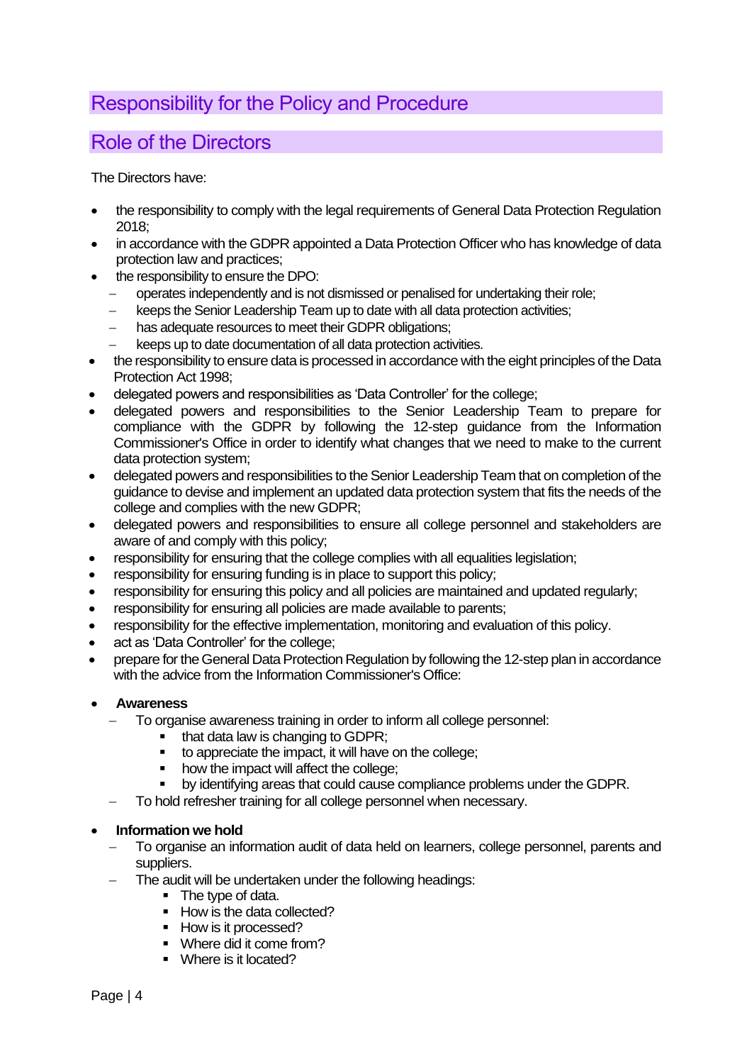## Responsibility for the Policy and Procedure

## Role of the Directors

The Directors have:

- the responsibility to comply with the legal requirements of General Data Protection Regulation 2018;
- in accordance with the GDPR appointed a Data Protection Officer who has knowledge of data protection law and practices;
- the responsibility to ensure the DPO:
  - operates independently and is not dismissed or penalised for undertaking their role;
  - keeps the Senior Leadership Team up to date with all data protection activities;
  - has adequate resources to meet their GDPR obligations;
  - keeps up to date documentation of all data protection activities.
- the responsibility to ensure data is processed in accordance with the eight principles of the Data Protection Act 1998;
- delegated powers and responsibilities as 'Data Controller' for the college;
- delegated powers and responsibilities to the Senior Leadership Team to prepare for compliance with the GDPR by following the 12-step guidance from the Information Commissioner's Office in order to identify what changes that we need to make to the current data protection system;
- delegated powers and responsibilities to the Senior Leadership Team that on completion of the guidance to devise and implement an updated data protection system that fits the needs of the college and complies with the new GDPR;
- delegated powers and responsibilities to ensure all college personnel and stakeholders are aware of and comply with this policy;
- responsibility for ensuring that the college complies with all equalities legislation;
- responsibility for ensuring funding is in place to support this policy;
- responsibility for ensuring this policy and all policies are maintained and updated regularly;
- responsibility for ensuring all policies are made available to parents;
- responsibility for the effective implementation, monitoring and evaluation of this policy.
- act as 'Data Controller' for the college;
- prepare for the General Data Protection Regulation by following the 12-step plan in accordance with the advice from the Information Commissioner's Office:

- **Awareness**
  - To organise awareness training in order to inform all college personnel:
    - that data law is changing to GDPR;
    - to appreciate the impact, it will have on the college;
    - how the impact will affect the college;
    - by identifying areas that could cause compliance problems under the GDPR.
  - To hold refresher training for all college personnel when necessary.

- **Information we hold**
  - To organise an information audit of data held on learners, college personnel, parents and suppliers.
  - The audit will be undertaken under the following headings:
    - The type of data.
    - How is the data collected?
    - How is it processed?
    - Where did it come from?
    - Where is it located?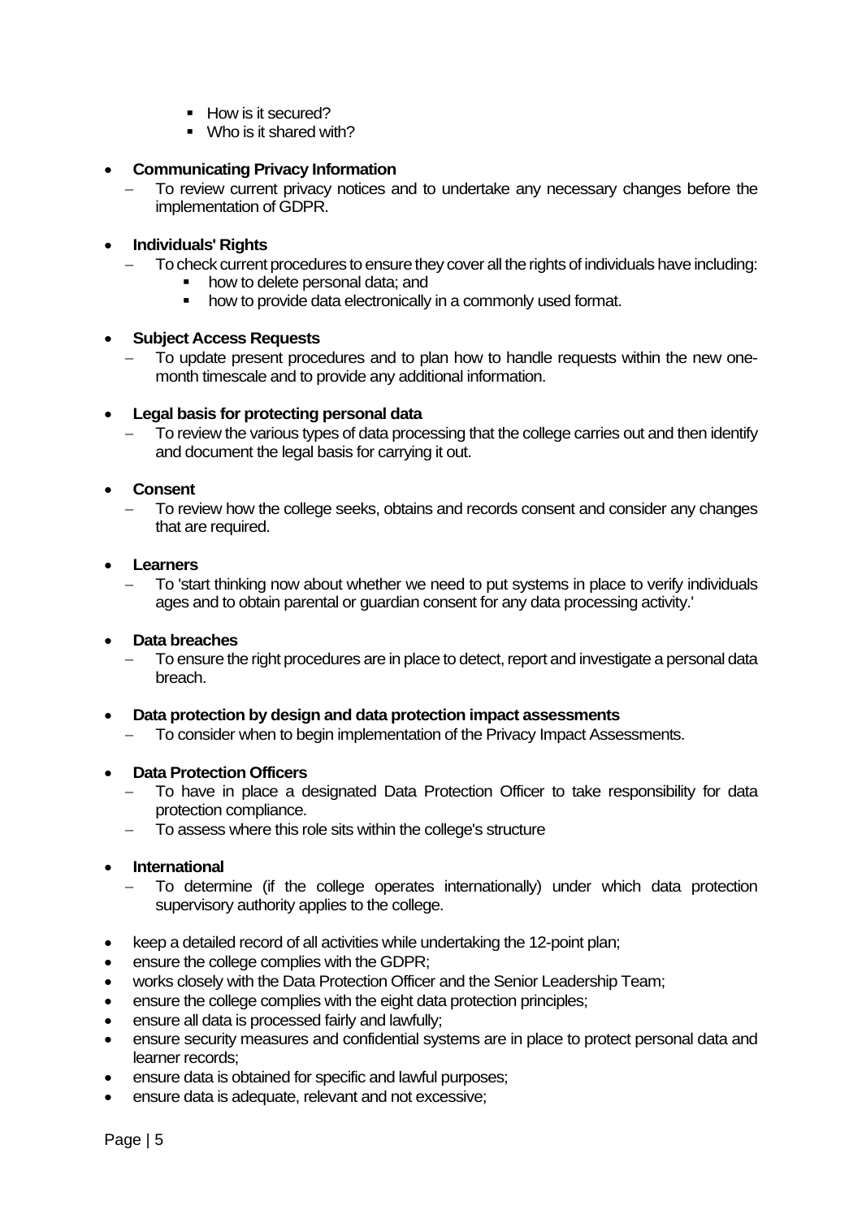- How is it secured?
    - Who is it shared with?

- **Communicating Privacy Information**
  - To review current privacy notices and to undertake any necessary changes before the implementation of GDPR.

- **Individuals' Rights**
  - To check current procedures to ensure they cover all the rights of individuals have including:
    - how to delete personal data; and
    - how to provide data electronically in a commonly used format.

- **Subject Access Requests**
  - To update present procedures and to plan how to handle requests within the new one-month timescale and to provide any additional information.

- **Legal basis for protecting personal data**
  - To review the various types of data processing that the college carries out and then identify and document the legal basis for carrying it out.

- **Consent**
  - To review how the college seeks, obtains and records consent and consider any changes that are required.

- **Learners**
  - To 'start thinking now about whether we need to put systems in place to verify individuals ages and to obtain parental or guardian consent for any data processing activity.'

- **Data breaches**
  - To ensure the right procedures are in place to detect, report and investigate a personal data breach.

- **Data protection by design and data protection impact assessments**
  - To consider when to begin implementation of the Privacy Impact Assessments.

- **Data Protection Officers**
  - To have in place a designated Data Protection Officer to take responsibility for data protection compliance.
  - To assess where this role sits within the college's structure

- **International**
  - To determine (if the college operates internationally) under which data protection supervisory authority applies to the college.

- keep a detailed record of all activities while undertaking the 12-point plan;
- ensure the college complies with the GDPR;
- works closely with the Data Protection Officer and the Senior Leadership Team;
- ensure the college complies with the eight data protection principles;
- ensure all data is processed fairly and lawfully;
- ensure security measures and confidential systems are in place to protect personal data and learner records;
- ensure data is obtained for specific and lawful purposes;
- ensure data is adequate, relevant and not excessive;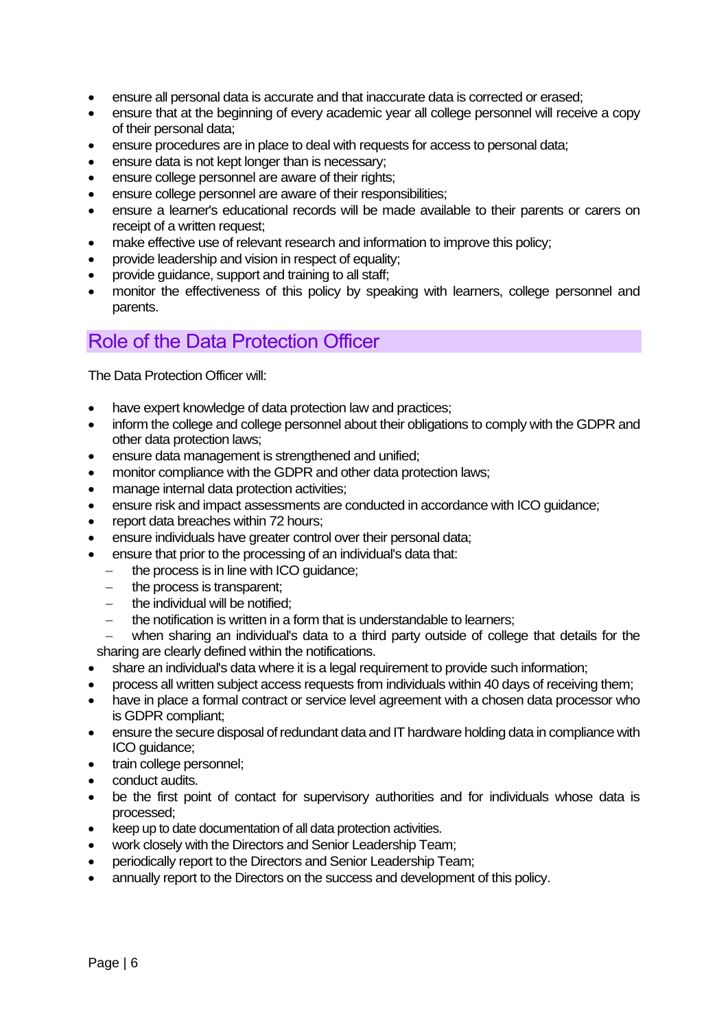- ensure all personal data is accurate and that inaccurate data is corrected or erased;
- ensure that at the beginning of every academic year all college personnel will receive a copy of their personal data;
- ensure procedures are in place to deal with requests for access to personal data;
- ensure data is not kept longer than is necessary;
- ensure college personnel are aware of their rights;
- ensure college personnel are aware of their responsibilities;
- ensure a learner's educational records will be made available to their parents or carers on receipt of a written request;
- make effective use of relevant research and information to improve this policy;
- provide leadership and vision in respect of equality;
- provide guidance, support and training to all staff;
- monitor the effectiveness of this policy by speaking with learners, college personnel and parents.

## Role of the Data Protection Officer

The Data Protection Officer will:

- have expert knowledge of data protection law and practices;
- inform the college and college personnel about their obligations to comply with the GDPR and other data protection laws;
- ensure data management is strengthened and unified;
- monitor compliance with the GDPR and other data protection laws;
- manage internal data protection activities;
- ensure risk and impact assessments are conducted in accordance with ICO guidance;
- report data breaches within 72 hours;
- ensure individuals have greater control over their personal data;
- ensure that prior to the processing of an individual's data that:
  - the process is in line with ICO guidance;
  - the process is transparent;
  - the individual will be notified;
  - the notification is written in a form that is understandable to learners;
  - when sharing an individual's data to a third party outside of college that details for the sharing are clearly defined within the notifications.
- share an individual's data where it is a legal requirement to provide such information;
- process all written subject access requests from individuals within 40 days of receiving them;
- have in place a formal contract or service level agreement with a chosen data processor who is GDPR compliant;
- ensure the secure disposal of redundant data and IT hardware holding data in compliance with ICO guidance;
- train college personnel;
- conduct audits.
- be the first point of contact for supervisory authorities and for individuals whose data is processed;
- keep up to date documentation of all data protection activities.
- work closely with the Directors and Senior Leadership Team;
- periodically report to the Directors and Senior Leadership Team;
- annually report to the Directors on the success and development of this policy.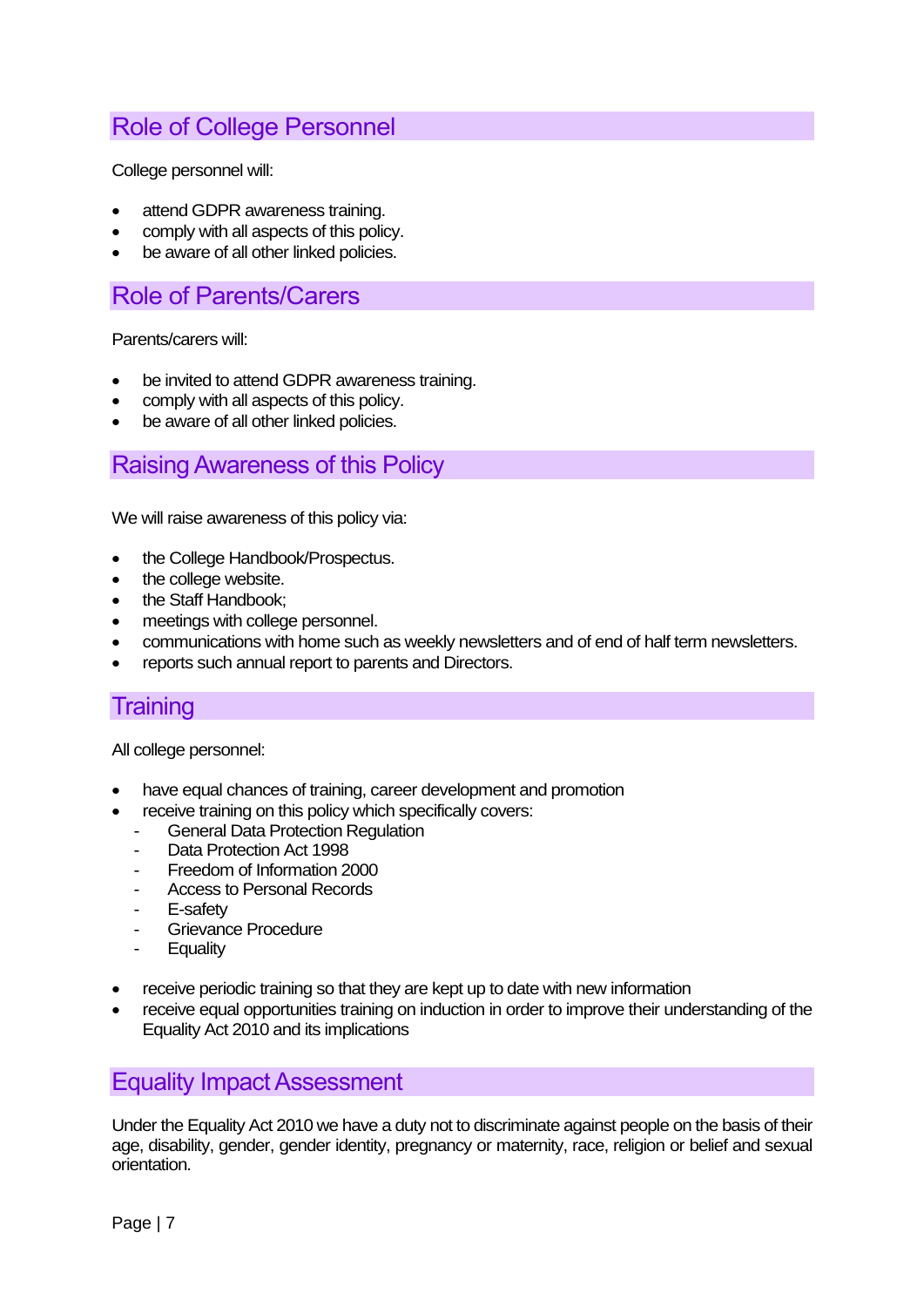## Role of College Personnel

College personnel will:

- attend GDPR awareness training.
- comply with all aspects of this policy.
- be aware of all other linked policies.

## Role of Parents/Carers

Parents/carers will:

- be invited to attend GDPR awareness training.
- comply with all aspects of this policy.
- be aware of all other linked policies.

## Raising Awareness of this Policy

We will raise awareness of this policy via:

- the College Handbook/Prospectus.
- the college website.
- the Staff Handbook;
- meetings with college personnel.
- communications with home such as weekly newsletters and of end of half term newsletters.
- reports such annual report to parents and Directors.

## Training

All college personnel:

- have equal chances of training, career development and promotion
- receive training on this policy which specifically covers:
    - General Data Protection Regulation
    - Data Protection Act 1998
    - Freedom of Information 2000
    - Access to Personal Records
    - E-safety
    - Grievance Procedure
    - Equality
- receive periodic training so that they are kept up to date with new information
- receive equal opportunities training on induction in order to improve their understanding of the Equality Act 2010 and its implications

## Equality Impact Assessment

Under the Equality Act 2010 we have a duty not to discriminate against people on the basis of their age, disability, gender, gender identity, pregnancy or maternity, race, religion or belief and sexual orientation.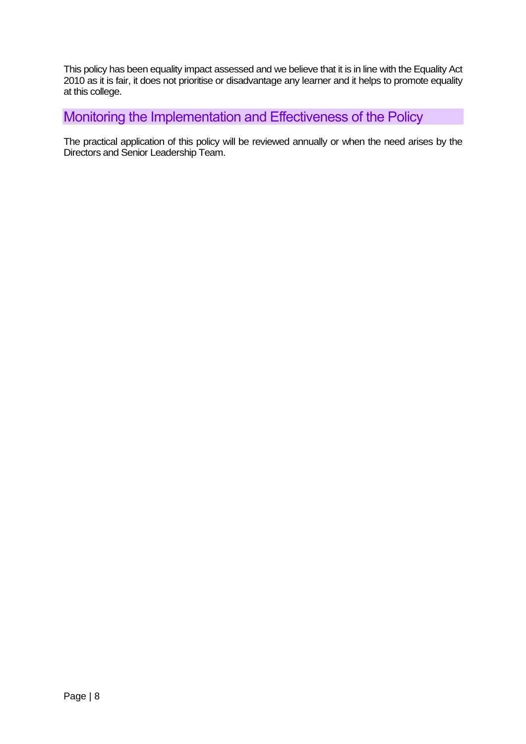This policy has been equality impact assessed and we believe that it is in line with the Equality Act 2010 as it is fair, it does not prioritise or disadvantage any learner and it helps to promote equality at this college.

## Monitoring the Implementation and Effectiveness of the Policy

The practical application of this policy will be reviewed annually or when the need arises by the Directors and Senior Leadership Team.